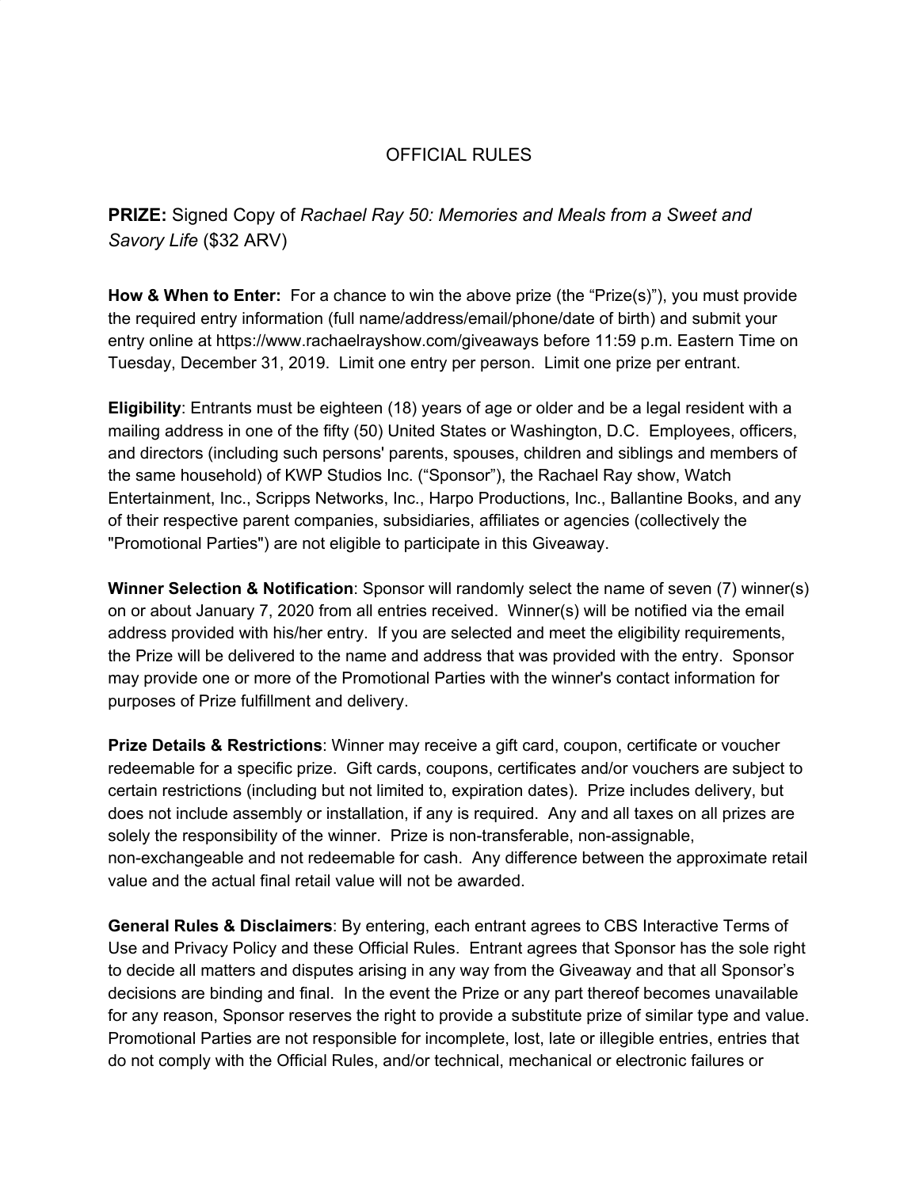# OFFICIAL RULES

**PRIZE:** Signed Copy of *Rachael Ray 50: Memories and Meals from a Sweet and Savory Life* ($32 ARV)

**How & When to Enter:** For a chance to win the above prize (the "Prize(s)"), you must provide the required entry information (full name/address/email/phone/date of birth) and submit your entry online at https://www.rachaelrayshow.com/giveaways before 11:59 p.m. Eastern Time on Tuesday, December 31, 2019. Limit one entry per person. Limit one prize per entrant.

**Eligibility**: Entrants must be eighteen (18) years of age or older and be a legal resident with a mailing address in one of the fifty (50) United States or Washington, D.C. Employees, officers, and directors (including such persons' parents, spouses, children and siblings and members of the same household) of KWP Studios Inc. ("Sponsor"), the Rachael Ray show, Watch Entertainment, Inc., Scripps Networks, Inc., Harpo Productions, Inc., Ballantine Books, and any of their respective parent companies, subsidiaries, affiliates or agencies (collectively the "Promotional Parties") are not eligible to participate in this Giveaway.

**Winner Selection & Notification**: Sponsor will randomly select the name of seven (7) winner(s) on or about January 7, 2020 from all entries received. Winner(s) will be notified via the email address provided with his/her entry. If you are selected and meet the eligibility requirements, the Prize will be delivered to the name and address that was provided with the entry. Sponsor may provide one or more of the Promotional Parties with the winner's contact information for purposes of Prize fulfillment and delivery.

**Prize Details & Restrictions**: Winner may receive a gift card, coupon, certificate or voucher redeemable for a specific prize. Gift cards, coupons, certificates and/or vouchers are subject to certain restrictions (including but not limited to, expiration dates). Prize includes delivery, but does not include assembly or installation, if any is required. Any and all taxes on all prizes are solely the responsibility of the winner. Prize is non-transferable, non-assignable, non-exchangeable and not redeemable for cash. Any difference between the approximate retail value and the actual final retail value will not be awarded.

**General Rules & Disclaimers**: By entering, each entrant agrees to CBS Interactive Terms of Use and Privacy Policy and these Official Rules. Entrant agrees that Sponsor has the sole right to decide all matters and disputes arising in any way from the Giveaway and that all Sponsor's decisions are binding and final. In the event the Prize or any part thereof becomes unavailable for any reason, Sponsor reserves the right to provide a substitute prize of similar type and value. Promotional Parties are not responsible for incomplete, lost, late or illegible entries, entries that do not comply with the Official Rules, and/or technical, mechanical or electronic failures or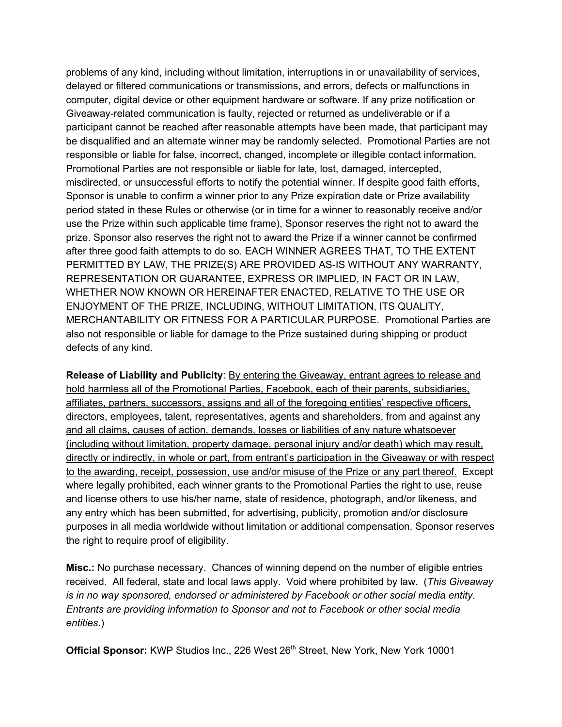problems of any kind, including without limitation, interruptions in or unavailability of services, delayed or filtered communications or transmissions, and errors, defects or malfunctions in computer, digital device or other equipment hardware or software. If any prize notification or Giveaway-related communication is faulty, rejected or returned as undeliverable or if a participant cannot be reached after reasonable attempts have been made, that participant may be disqualified and an alternate winner may be randomly selected. Promotional Parties are not responsible or liable for false, incorrect, changed, incomplete or illegible contact information. Promotional Parties are not responsible or liable for late, lost, damaged, intercepted, misdirected, or unsuccessful efforts to notify the potential winner. If despite good faith efforts, Sponsor is unable to confirm a winner prior to any Prize expiration date or Prize availability period stated in these Rules or otherwise (or in time for a winner to reasonably receive and/or use the Prize within such applicable time frame), Sponsor reserves the right not to award the prize. Sponsor also reserves the right not to award the Prize if a winner cannot be confirmed after three good faith attempts to do so. EACH WINNER AGREES THAT, TO THE EXTENT PERMITTED BY LAW, THE PRIZE(S) ARE PROVIDED AS-IS WITHOUT ANY WARRANTY, REPRESENTATION OR GUARANTEE, EXPRESS OR IMPLIED, IN FACT OR IN LAW, WHETHER NOW KNOWN OR HEREINAFTER ENACTED, RELATIVE TO THE USE OR ENJOYMENT OF THE PRIZE, INCLUDING, WITHOUT LIMITATION, ITS QUALITY, MERCHANTABILITY OR FITNESS FOR A PARTICULAR PURPOSE. Promotional Parties are also not responsible or liable for damage to the Prize sustained during shipping or product defects of any kind.

**Release of Liability and Publicity**: <u>By entering the Giveaway, entrant agrees to release and hold harmless all of the Promotional Parties, Facebook, each of their parents, subsidiaries, affiliates, partners, successors, assigns and all of the foregoing entities' respective officers, directors, employees, talent, representatives, agents and shareholders, from and against any and all claims, causes of action, demands, losses or liabilities of any nature whatsoever (including without limitation, property damage, personal injury and/or death) which may result, directly or indirectly, in whole or part, from entrant's participation in the Giveaway or with respect to the awarding, receipt, possession, use and/or misuse of the Prize or any part thereof.</u> Except where legally prohibited, each winner grants to the Promotional Parties the right to use, reuse and license others to use his/her name, state of residence, photograph, and/or likeness, and any entry which has been submitted, for advertising, publicity, promotion and/or disclosure purposes in all media worldwide without limitation or additional compensation. Sponsor reserves the right to require proof of eligibility.

**Misc.:** No purchase necessary. Chances of winning depend on the number of eligible entries received. All federal, state and local laws apply. Void where prohibited by law. (*This Giveaway is in no way sponsored, endorsed or administered by Facebook or other social media entity. Entrants are providing information to Sponsor and not to Facebook or other social media entities*.)

**Official Sponsor:** KWP Studios Inc., 226 West 26th Street, New York, New York 10001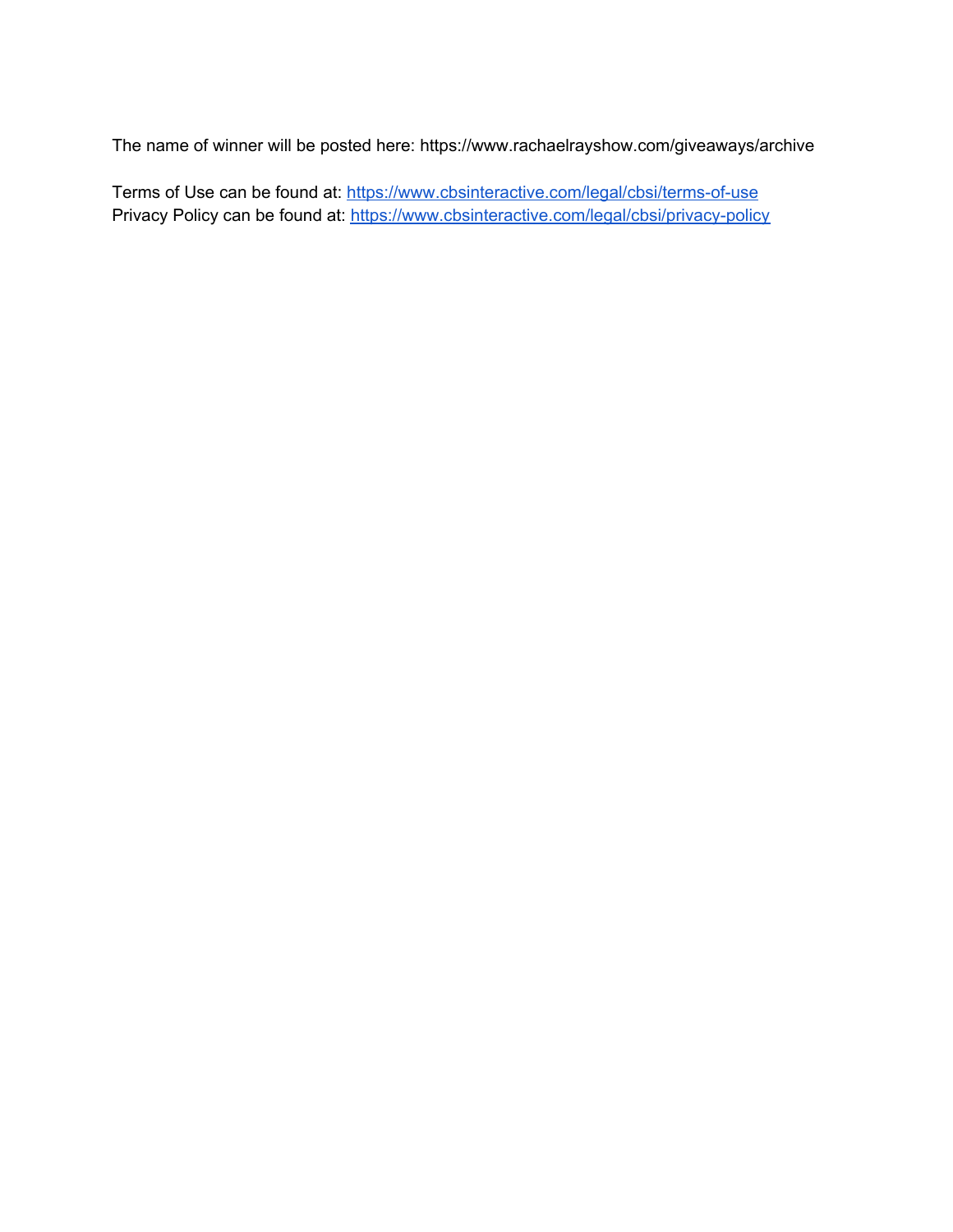The name of winner will be posted here: https://www.rachaelrayshow.com/giveaways/archive

Terms of Use can be found at: [https://www.cbsinteractive.com/legal/cbsi/terms-of-use](https://www.cbsinteractive.com/legal/cbsi/terms-of-use)
Privacy Policy can be found at: [https://www.cbsinteractive.com/legal/cbsi/privacy-policy](https://www.cbsinteractive.com/legal/cbsi/privacy-policy)